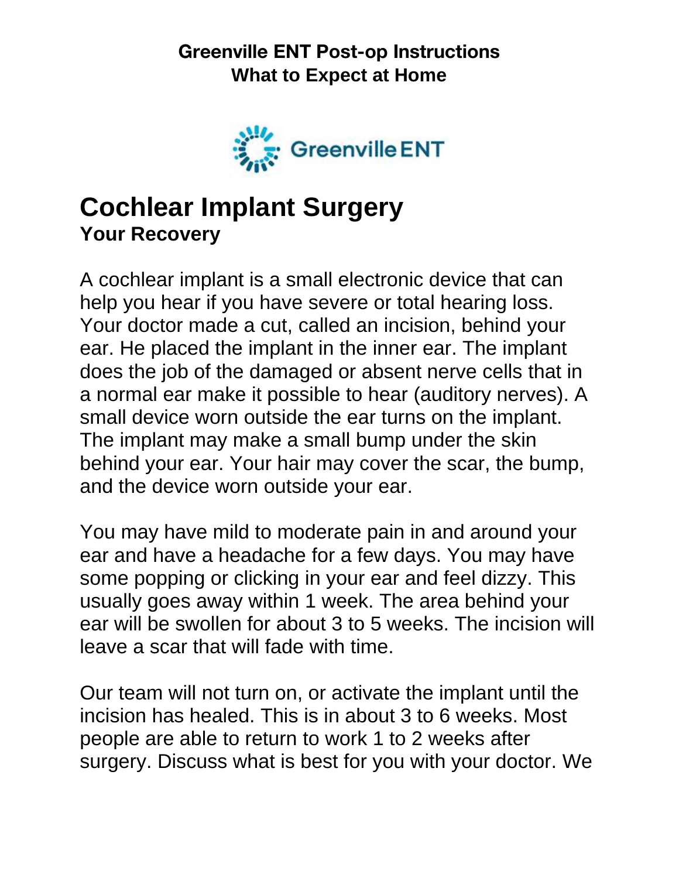**Greenville ENT Post-op Instructions**
**What to Expect at Home**

# Cochlear Implant Surgery

## Your Recovery

A cochlear implant is a small electronic device that can help you hear if you have severe or total hearing loss. Your doctor made a cut, called an incision, behind your ear. He placed the implant in the inner ear. The implant does the job of the damaged or absent nerve cells that in a normal ear make it possible to hear (auditory nerves). A small device worn outside the ear turns on the implant. The implant may make a small bump under the skin behind your ear. Your hair may cover the scar, the bump, and the device worn outside your ear.

You may have mild to moderate pain in and around your ear and have a headache for a few days. You may have some popping or clicking in your ear and feel dizzy. This usually goes away within 1 week. The area behind your ear will be swollen for about 3 to 5 weeks. The incision will leave a scar that will fade with time.

Our team will not turn on, or activate the implant until the incision has healed. This is in about 3 to 6 weeks. Most people are able to return to work 1 to 2 weeks after surgery. Discuss what is best for you with your doctor. We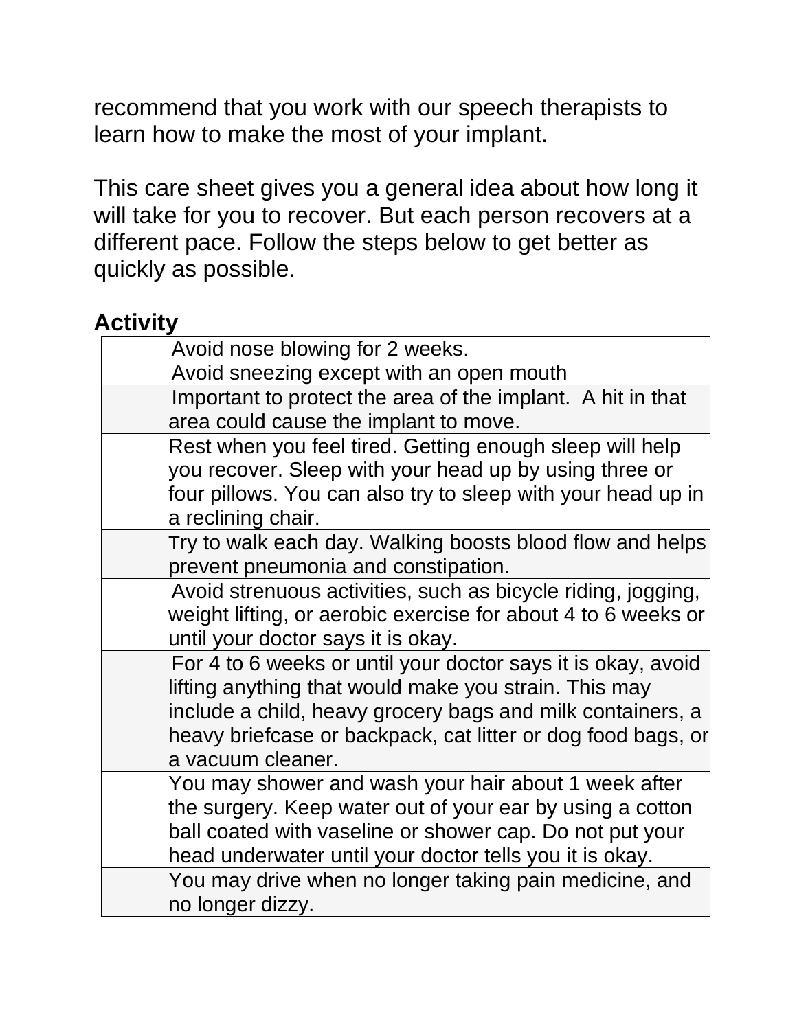recommend that you work with our speech therapists to learn how to make the most of your implant.

This care sheet gives you a general idea about how long it will take for you to recover. But each person recovers at a different pace. Follow the steps below to get better as quickly as possible.

## Activity

| | |
|---|---|
| | Avoid nose blowing for 2 weeks.<br>Avoid sneezing except with an open mouth |
| | Important to protect the area of the implant. A hit in that area could cause the implant to move. |
| | Rest when you feel tired. Getting enough sleep will help you recover. Sleep with your head up by using three or four pillows. You can also try to sleep with your head up in a reclining chair. |
| | Try to walk each day. Walking boosts blood flow and helps prevent pneumonia and constipation. |
| | Avoid strenuous activities, such as bicycle riding, jogging, weight lifting, or aerobic exercise for about 4 to 6 weeks or until your doctor says it is okay. |
| | For 4 to 6 weeks or until your doctor says it is okay, avoid lifting anything that would make you strain. This may include a child, heavy grocery bags and milk containers, a heavy briefcase or backpack, cat litter or dog food bags, or a vacuum cleaner. |
| | You may shower and wash your hair about 1 week after the surgery. Keep water out of your ear by using a cotton ball coated with vaseline or shower cap. Do not put your head underwater until your doctor tells you it is okay. |
| | You may drive when no longer taking pain medicine, and no longer dizzy. |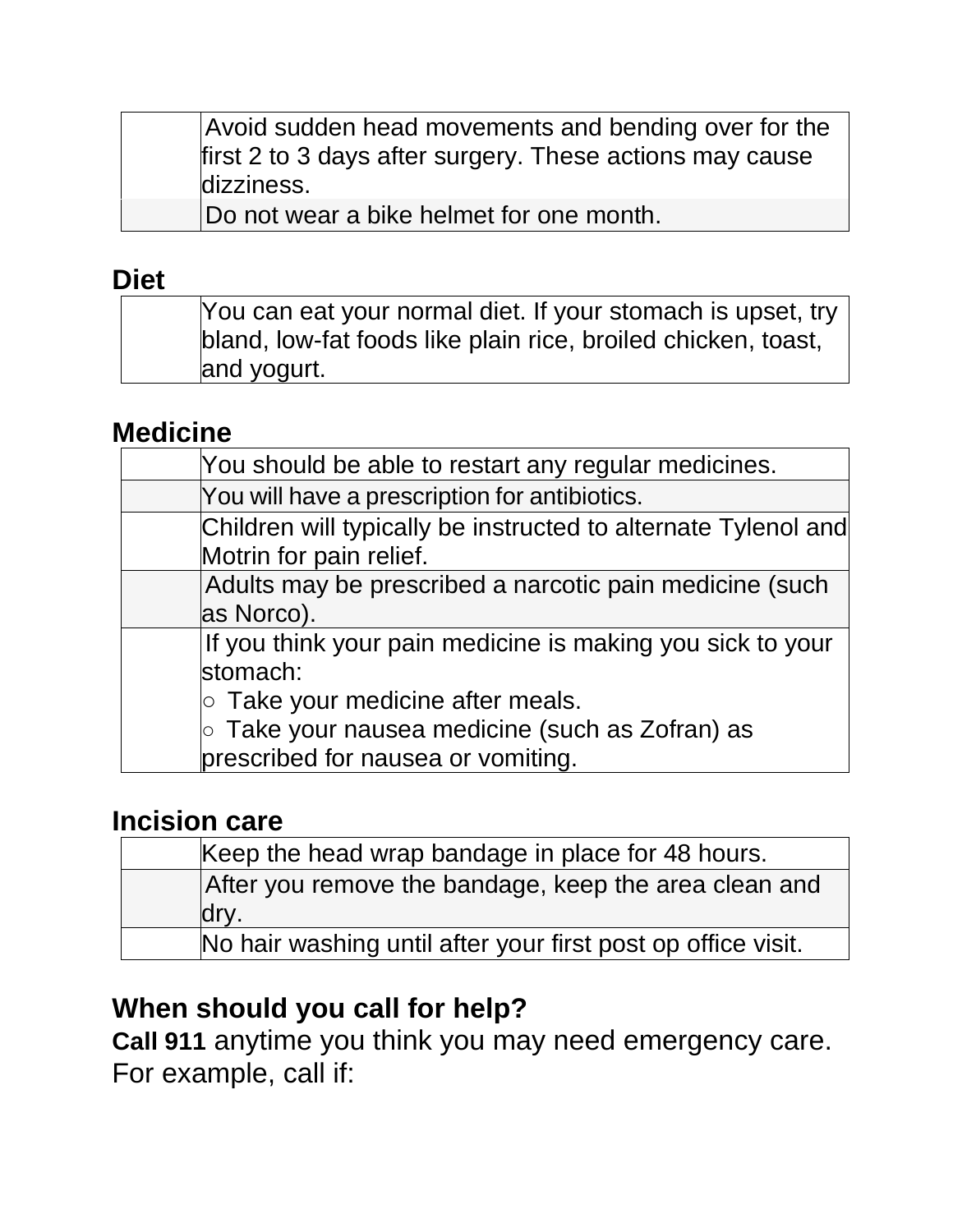| | |
|---|---|
| | Avoid sudden head movements and bending over for the first 2 to 3 days after surgery. These actions may cause dizziness. |
| | Do not wear a bike helmet for one month. |

## Diet

| | |
|---|---|
| | You can eat your normal diet. If your stomach is upset, try bland, low-fat foods like plain rice, broiled chicken, toast, and yogurt. |

## Medicine

| | |
|---|---|
| | You should be able to restart any regular medicines. |
| | You will have a prescription for antibiotics. |
| | Children will typically be instructed to alternate Tylenol and Motrin for pain relief. |
| | Adults may be prescribed a narcotic pain medicine (such as Norco). |
| | If you think your pain medicine is making you sick to your stomach:<br>○ Take your medicine after meals.<br>○ Take your nausea medicine (such as Zofran) as prescribed for nausea or vomiting. |

## Incision care

| | |
|---|---|
| | Keep the head wrap bandage in place for 48 hours. |
| | After you remove the bandage, keep the area clean and dry. |
| | No hair washing until after your first post op office visit. |

## When should you call for help?

**Call 911** anytime you think you may need emergency care. For example, call if: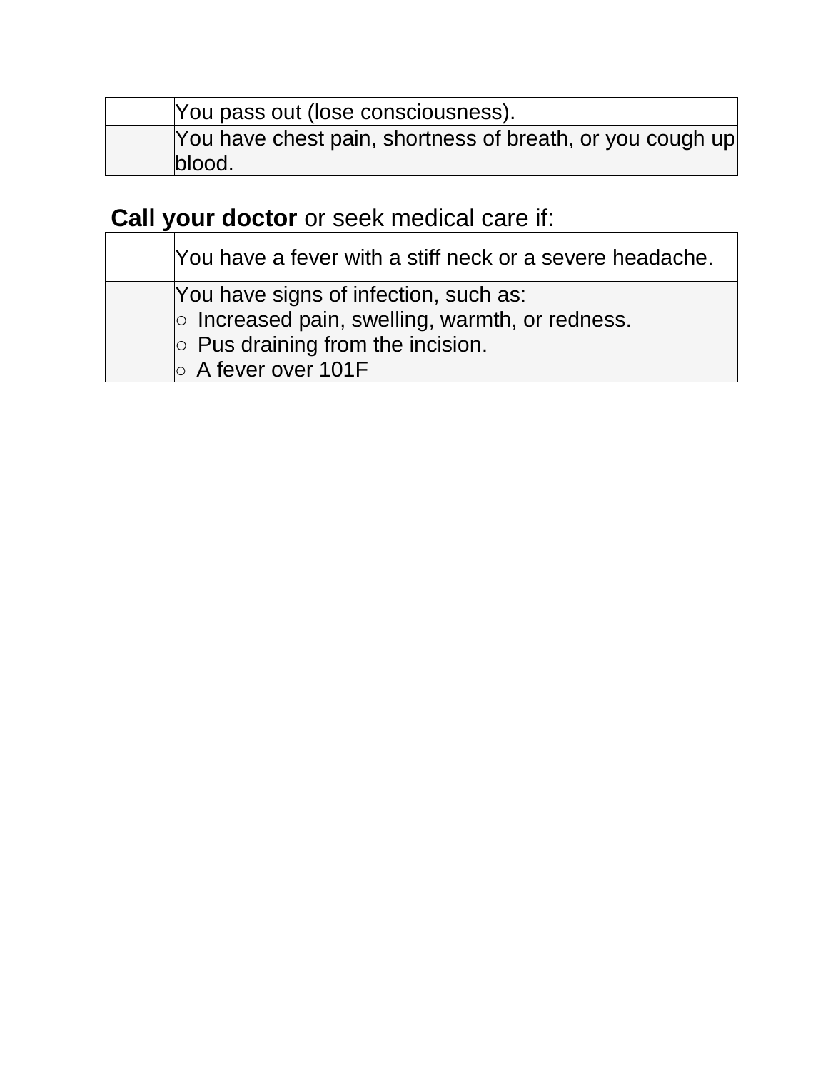| | |
|---|---|
| | You pass out (lose consciousness). |
| | You have chest pain, shortness of breath, or you cough up blood. |

**Call your doctor** or seek medical care if:

| | |
|---|---|
| | You have a fever with a stiff neck or a severe headache. |
| | You have signs of infection, such as:<br>○ Increased pain, swelling, warmth, or redness.<br>○ Pus draining from the incision.<br>○ A fever over 101F |